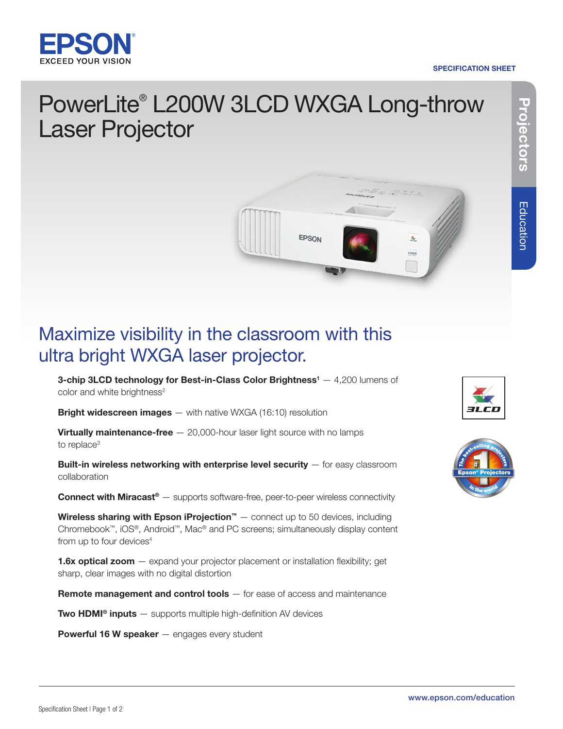# PowerLite® L200W 3LCD WXGA Long-throw Laser Projector

## Maximize visibility in the classroom with this ultra bright WXGA laser projector.

**3-chip 3LCD technology for Best-in-Class Color Brightness[1]** — 4,200 lumens of color and white brightness[2]

**Bright widescreen images** — with native WXGA (16:10) resolution

**Virtually maintenance-free** — 20,000-hour laser light source with no lamps to replace[3]

**Built-in wireless networking with enterprise level security** — for easy classroom collaboration

**Connect with Miracast®** — supports software-free, peer-to-peer wireless connectivity

**Wireless sharing with Epson iProjection™** — connect up to 50 devices, including Chromebook™, iOS®, Android™, Mac® and PC screens; simultaneously display content from up to four devices[4]

**1.6x optical zoom** — expand your projector placement or installation flexibility; get sharp, clear images with no digital distortion

**Remote management and control tools** — for ease of access and maintenance

**Two HDMI® inputs** — supports multiple high-definition AV devices

**Powerful 16 W speaker** — engages every student

www.epson.com/education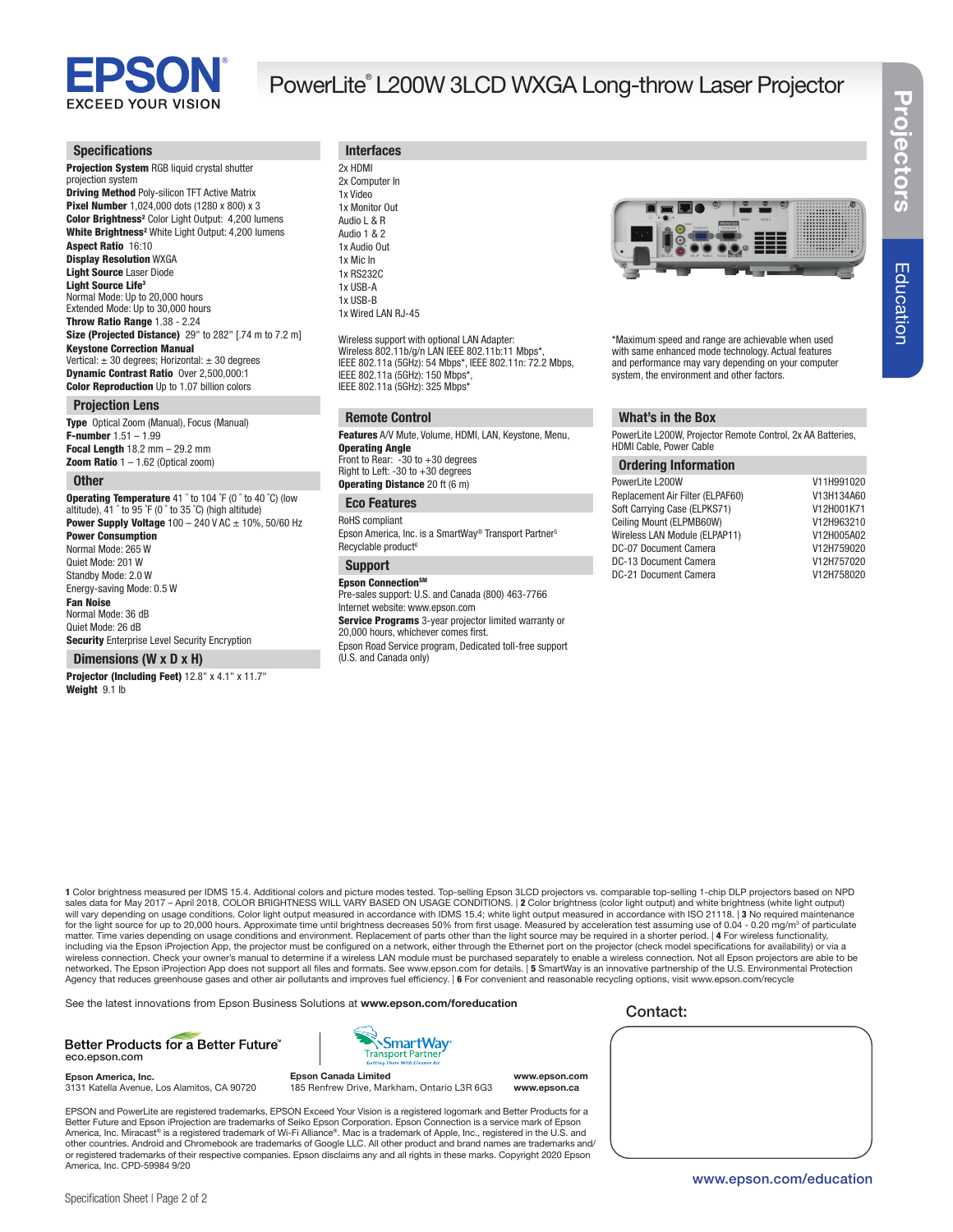# PowerLite® L200W 3LCD WXGA Long-throw Laser Projector

Projectors

Education

## Specifications

**Projection System** RGB liquid crystal shutter projection system
**Driving Method** Poly-silicon TFT Active Matrix
**Pixel Number** 1,024,000 dots (1280 x 800) x 3
**Color Brightness**[2] Color Light Output: 4,200 lumens
**White Brightness**[2] White Light Output: 4,200 lumens
**Aspect Ratio** 16:10
**Display Resolution** WXGA
**Light Source** Laser Diode
**Light Source Life**[3]
Normal Mode: Up to 20,000 hours
Extended Mode: Up to 30,000 hours
**Throw Ratio Range** 1.38 - 2.24
**Size (Projected Distance)** 29" to 282" [.74 m to 7.2 m]
**Keystone Correction Manual**
Vertical: ± 30 degrees; Horizontal: ± 30 degrees
**Dynamic Contrast Ratio** Over 2,500,000:1
**Color Reproduction** Up to 1.07 billion colors

## Projection Lens

**Type** Optical Zoom (Manual), Focus (Manual)
**F-number** 1.51 – 1.99
**Focal Length** 18.2 mm – 29.2 mm
**Zoom Ratio** 1 – 1.62 (Optical zoom)

## Other

**Operating Temperature** 41 ˚ to 104 ˚F (0 ˚ to 40 ˚C) (low altitude), 41 ˚ to 95 ˚F (0 ˚ to 35 ˚C) (high altitude)
**Power Supply Voltage** 100 – 240 V AC ± 10%, 50/60 Hz
**Power Consumption**
Normal Mode: 265 W
Quiet Mode: 201 W
Standby Mode: 2.0 W
Energy-saving Mode: 0.5 W
**Fan Noise**
Normal Mode: 36 dB
Quiet Mode: 26 dB
**Security** Enterprise Level Security Encryption

## Dimensions (W x D x H)

**Projector (Including Feet)** 12.8" x 4.1" x 11.7"
**Weight** 9.1 lb

## Interfaces

2x HDMI
2x Computer In
1x Video
1x Monitor Out
Audio L & R
Audio 1 & 2
1x Audio Out
1x Mic In
1x RS232C
1x USB-A
1x USB-B
1x Wired LAN RJ-45

Wireless support with optional LAN Adapter:
Wireless 802.11b/g/n LAN IEEE 802.11b:11 Mbps*,
IEEE 802.11a (5GHz): 54 Mbps*, IEEE 802.11n: 72.2 Mbps,
IEEE 802.11a (5GHz): 150 Mbps*,
IEEE 802.11a (5GHz): 325 Mbps*

*Maximum speed and range are achievable when used with same enhanced mode technology. Actual features and performance may vary depending on your computer system, the environment and other factors.

## Remote Control

**Features** A/V Mute, Volume, HDMI, LAN, Keystone, Menu,
**Operating Angle**
Front to Rear: -30 to +30 degrees
Right to Left: -30 to +30 degrees
**Operating Distance** 20 ft (6 m)

## Eco Features

RoHS compliant
Epson America, Inc. is a SmartWay® Transport Partner[5]
Recyclable product[6]

## Support

**Epson Connection**SM
Pre-sales support: U.S. and Canada (800) 463-7766
Internet website: www.epson.com
**Service Programs** 3-year projector limited warranty or 20,000 hours, whichever comes first.
Epson Road Service program, Dedicated toll-free support (U.S. and Canada only)

## What's in the Box

PowerLite L200W, Projector Remote Control, 2x AA Batteries, HDMI Cable, Power Cable

## Ordering Information

| | |
|---|---|
| PowerLite L200W | V11H991020 |
| Replacement Air Filter (ELPAF60) | V13H134A60 |
| Soft Carrying Case (ELPKS71) | V12H001K71 |
| Ceiling Mount (ELPMB60W) | V12H963210 |
| Wireless LAN Module (ELPAP11) | V12H005A02 |
| DC-07 Document Camera | V12H759020 |
| DC-13 Document Camera | V12H757020 |
| DC-21 Document Camera | V12H758020 |

**1** Color brightness measured per IDMS 15.4. Additional colors and picture modes tested. Top-selling Epson 3LCD projectors vs. comparable top-selling 1-chip DLP projectors based on NPD sales data for May 2017 – April 2018. COLOR BRIGHTNESS WILL VARY BASED ON USAGE CONDITIONS. | **2** Color brightness (color light output) and white brightness (white light output) will vary depending on usage conditions. Color light output measured in accordance with IDMS 15.4; white light output measured in accordance with ISO 21118. | **3** No required maintenance for the light source for up to 20,000 hours. Approximate time until brightness decreases 50% from first usage. Measured by acceleration test assuming use of 0.04 - 0.20 mg/m³ of particulate matter. Time varies depending on usage conditions and environment. Replacement of parts other than the light source may be required in a shorter period. | **4** For wireless functionality, including via the Epson iProjection App, the projector must be configured on a network, either through the Ethernet port on the projector (check model specifications for availability) or via a wireless connection. Check your owner's manual to determine if a wireless LAN module must be purchased separately to enable a wireless connection. Not all Epson projectors are able to be networked. The Epson iProjection App does not support all files and formats. See www.epson.com for details. | **5** SmartWay is an innovative partnership of the U.S. Environmental Protection Agency that reduces greenhouse gases and other air pollutants and improves fuel efficiency. | **6** For convenient and reasonable recycling options, visit www.epson.com/recycle

See the latest innovations from Epson Business Solutions at **www.epson.com/foreducation**

Better Products for a Better Future™
eco.epson.com

SmartWay Transport Partner

Contact:

**Epson America, Inc.**
3131 Katella Avenue, Los Alamitos, CA 90720

**Epson Canada Limited**
185 Renfrew Drive, Markham, Ontario L3R 6G3

**www.epson.com**
**www.epson.ca**

EPSON and PowerLite are registered trademarks, EPSON Exceed Your Vision is a registered logomark and Better Products for a Better Future and Epson iProjection are trademarks of Seiko Epson Corporation. Epson Connection is a service mark of Epson America, Inc. Miracast® is a registered trademark of Wi-Fi Alliance®. Mac is a trademark of Apple, Inc., registered in the U.S. and other countries. Android and Chromebook are trademarks of Google LLC. All other product and brand names are trademarks and/or registered trademarks of their respective companies. Epson disclaims any and all rights in these marks. Copyright 2020 Epson America, Inc. CPD-59984 9/20

www.epson.com/education